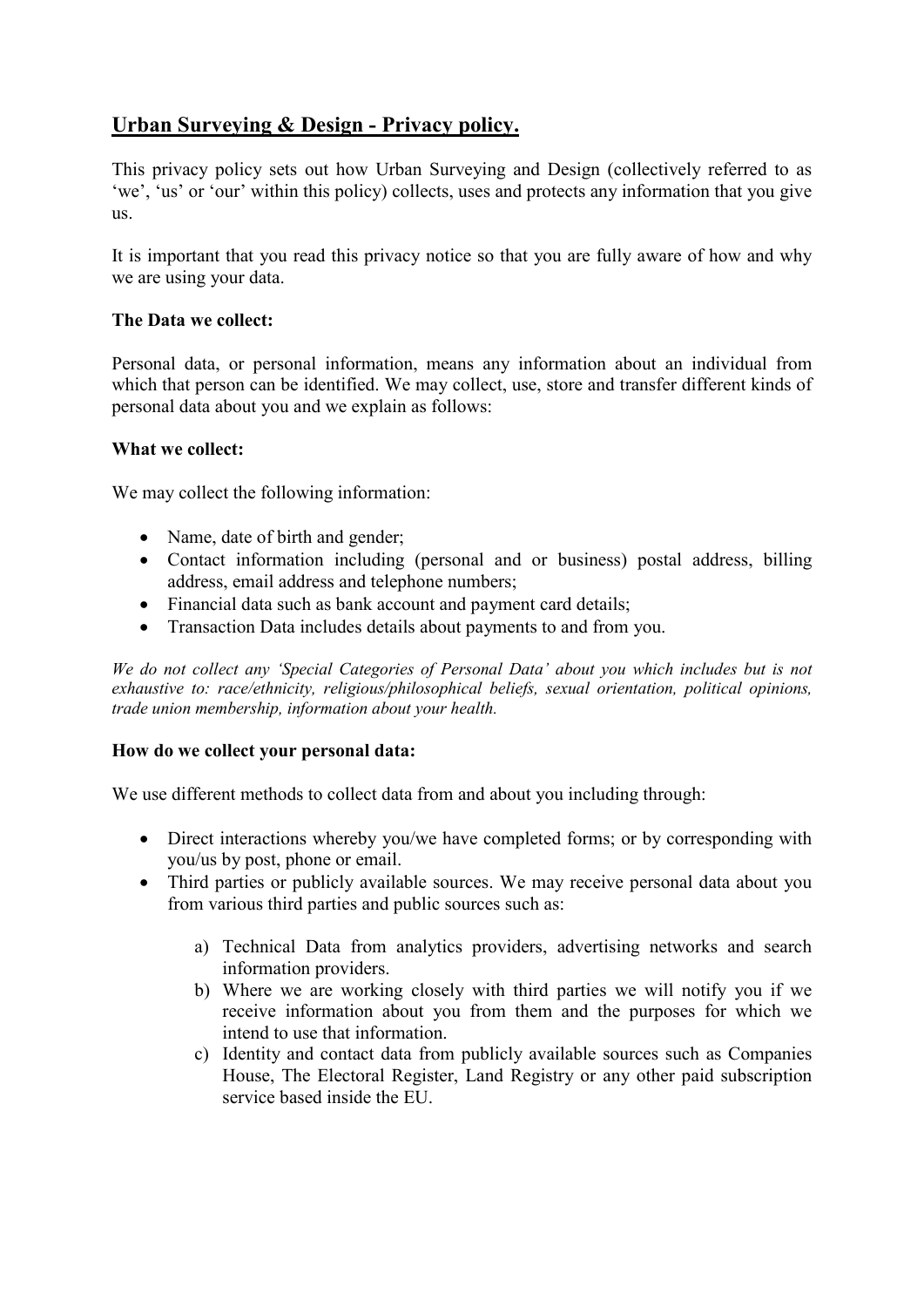# Urban Surveying & Design - Privacy policy.

This privacy policy sets out how Urban Surveying and Design (collectively referred to as 'we', 'us' or 'our' within this policy) collects, uses and protects any information that you give us.

It is important that you read this privacy notice so that you are fully aware of how and why we are using your data.

**The Data we collect:**

Personal data, or personal information, means any information about an individual from which that person can be identified. We may collect, use, store and transfer different kinds of personal data about you and we explain as follows:

**What we collect:**

We may collect the following information:

- Name, date of birth and gender;
- Contact information including (personal and or business) postal address, billing address, email address and telephone numbers;
- Financial data such as bank account and payment card details;
- Transaction Data includes details about payments to and from you.

*We do not collect any 'Special Categories of Personal Data' about you which includes but is not exhaustive to: race/ethnicity, religious/philosophical beliefs, sexual orientation, political opinions, trade union membership, information about your health.*

**How do we collect your personal data:**

We use different methods to collect data from and about you including through:

- Direct interactions whereby you/we have completed forms; or by corresponding with you/us by post, phone or email.
- Third parties or publicly available sources. We may receive personal data about you from various third parties and public sources such as:
    a) Technical Data from analytics providers, advertising networks and search information providers.
    b) Where we are working closely with third parties we will notify you if we receive information about you from them and the purposes for which we intend to use that information.
    c) Identity and contact data from publicly available sources such as Companies House, The Electoral Register, Land Registry or any other paid subscription service based inside the EU.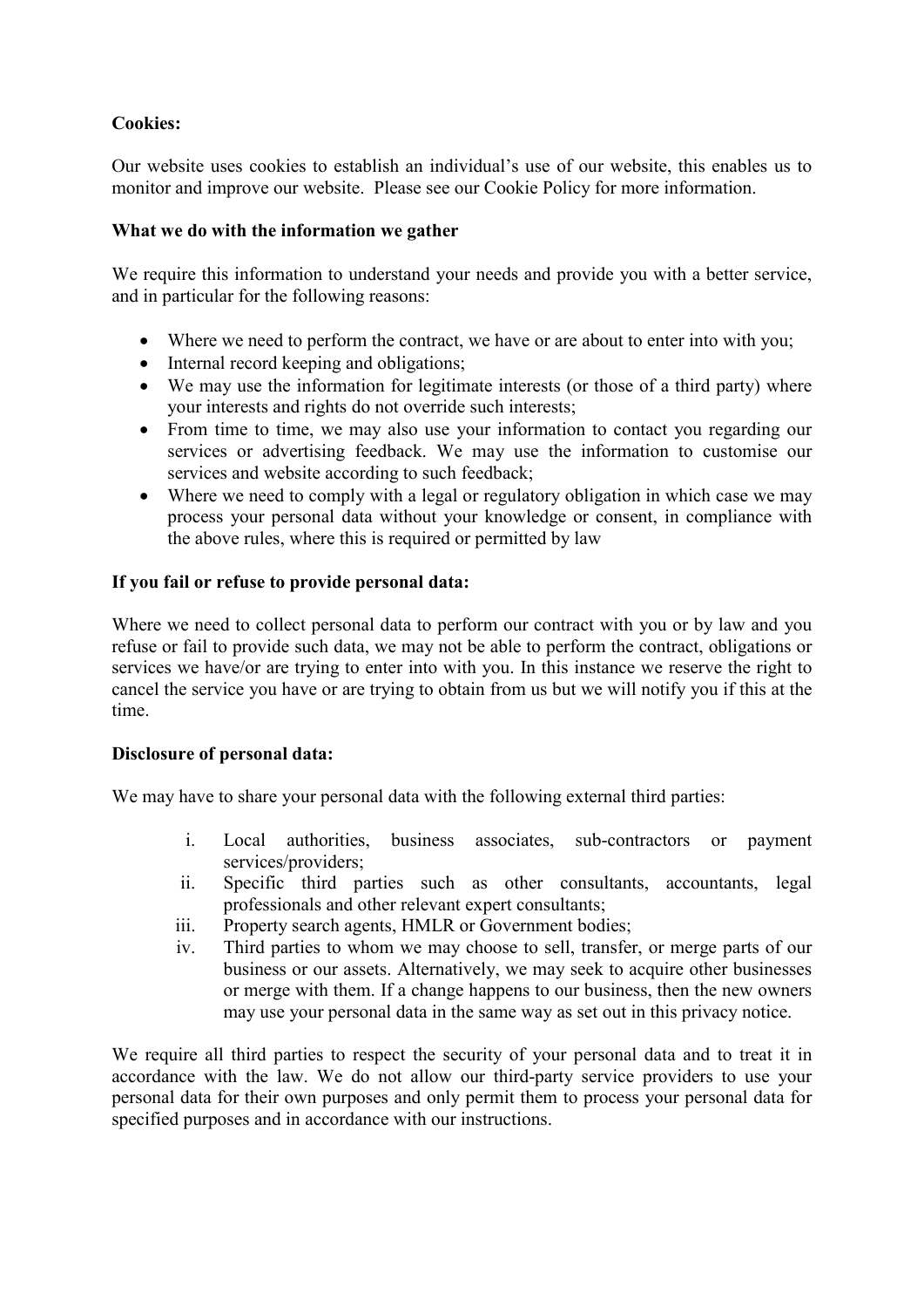**Cookies:**

Our website uses cookies to establish an individual's use of our website, this enables us to monitor and improve our website. Please see our Cookie Policy for more information.

**What we do with the information we gather**

We require this information to understand your needs and provide you with a better service, and in particular for the following reasons:

- Where we need to perform the contract, we have or are about to enter into with you;
- Internal record keeping and obligations;
- We may use the information for legitimate interests (or those of a third party) where your interests and rights do not override such interests;
- From time to time, we may also use your information to contact you regarding our services or advertising feedback. We may use the information to customise our services and website according to such feedback;
- Where we need to comply with a legal or regulatory obligation in which case we may process your personal data without your knowledge or consent, in compliance with the above rules, where this is required or permitted by law

**If you fail or refuse to provide personal data:**

Where we need to collect personal data to perform our contract with you or by law and you refuse or fail to provide such data, we may not be able to perform the contract, obligations or services we have/or are trying to enter into with you. In this instance we reserve the right to cancel the service you have or are trying to obtain from us but we will notify you if this at the time.

**Disclosure of personal data:**

We may have to share your personal data with the following external third parties:

i. Local authorities, business associates, sub-contractors or payment services/providers;
ii. Specific third parties such as other consultants, accountants, legal professionals and other relevant expert consultants;
iii. Property search agents, HMLR or Government bodies;
iv. Third parties to whom we may choose to sell, transfer, or merge parts of our business or our assets. Alternatively, we may seek to acquire other businesses or merge with them. If a change happens to our business, then the new owners may use your personal data in the same way as set out in this privacy notice.

We require all third parties to respect the security of your personal data and to treat it in accordance with the law. We do not allow our third-party service providers to use your personal data for their own purposes and only permit them to process your personal data for specified purposes and in accordance with our instructions.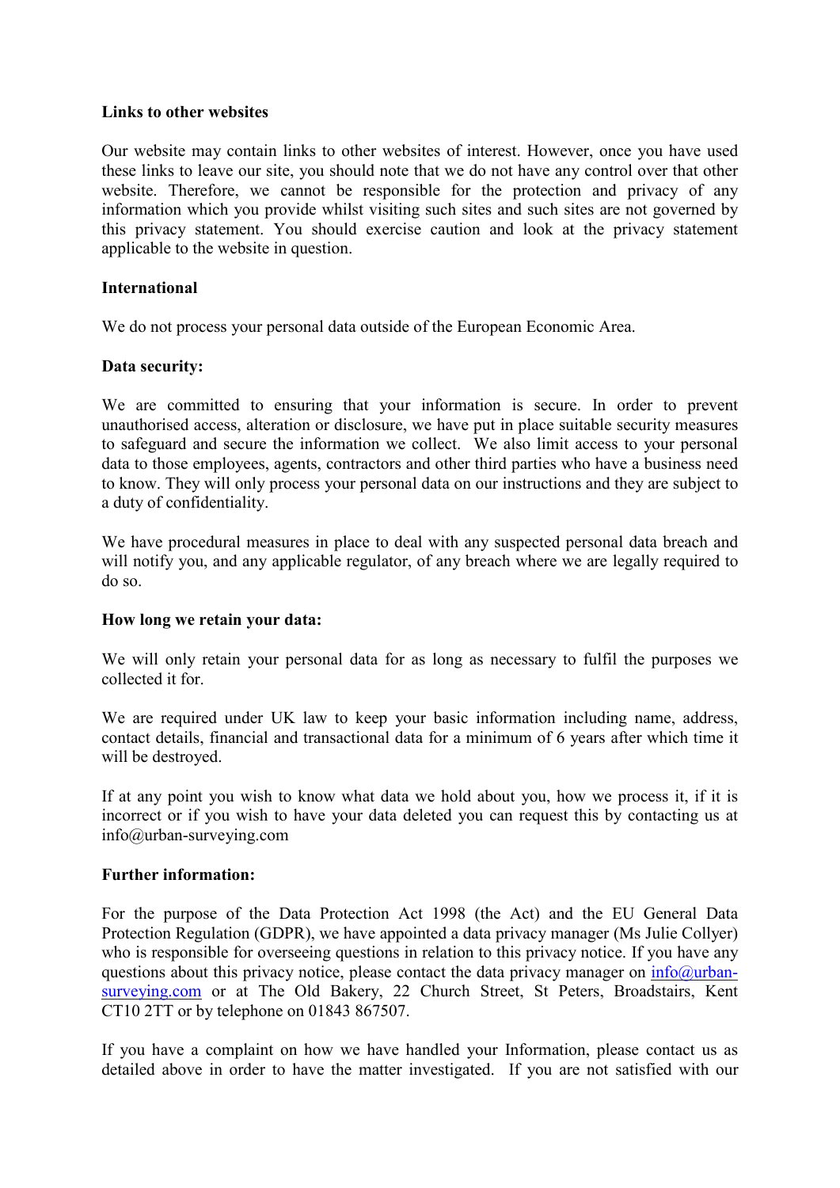**Links to other websites**

Our website may contain links to other websites of interest. However, once you have used these links to leave our site, you should note that we do not have any control over that other website. Therefore, we cannot be responsible for the protection and privacy of any information which you provide whilst visiting such sites and such sites are not governed by this privacy statement. You should exercise caution and look at the privacy statement applicable to the website in question.

**International**

We do not process your personal data outside of the European Economic Area.

**Data security:**

We are committed to ensuring that your information is secure. In order to prevent unauthorised access, alteration or disclosure, we have put in place suitable security measures to safeguard and secure the information we collect. We also limit access to your personal data to those employees, agents, contractors and other third parties who have a business need to know. They will only process your personal data on our instructions and they are subject to a duty of confidentiality.

We have procedural measures in place to deal with any suspected personal data breach and will notify you, and any applicable regulator, of any breach where we are legally required to do so.

**How long we retain your data:**

We will only retain your personal data for as long as necessary to fulfil the purposes we collected it for.

We are required under UK law to keep your basic information including name, address, contact details, financial and transactional data for a minimum of 6 years after which time it will be destroyed.

If at any point you wish to know what data we hold about you, how we process it, if it is incorrect or if you wish to have your data deleted you can request this by contacting us at info@urban-surveying.com

**Further information:**

For the purpose of the Data Protection Act 1998 (the Act) and the EU General Data Protection Regulation (GDPR), we have appointed a data privacy manager (Ms Julie Collyer) who is responsible for overseeing questions in relation to this privacy notice. If you have any questions about this privacy notice, please contact the data privacy manager on info@urban-surveying.com or at The Old Bakery, 22 Church Street, St Peters, Broadstairs, Kent CT10 2TT or by telephone on 01843 867507.

If you have a complaint on how we have handled your Information, please contact us as detailed above in order to have the matter investigated. If you are not satisfied with our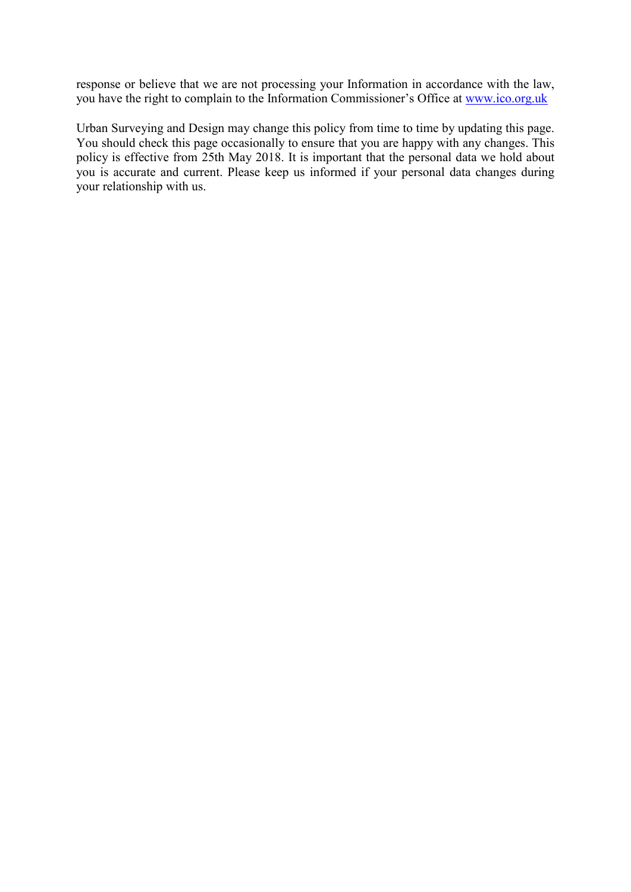response or believe that we are not processing your Information in accordance with the law, you have the right to complain to the Information Commissioner's Office at [www.ico.org.uk](http://www.ico.org.uk)

Urban Surveying and Design may change this policy from time to time by updating this page. You should check this page occasionally to ensure that you are happy with any changes. This policy is effective from 25th May 2018. It is important that the personal data we hold about you is accurate and current. Please keep us informed if your personal data changes during your relationship with us.